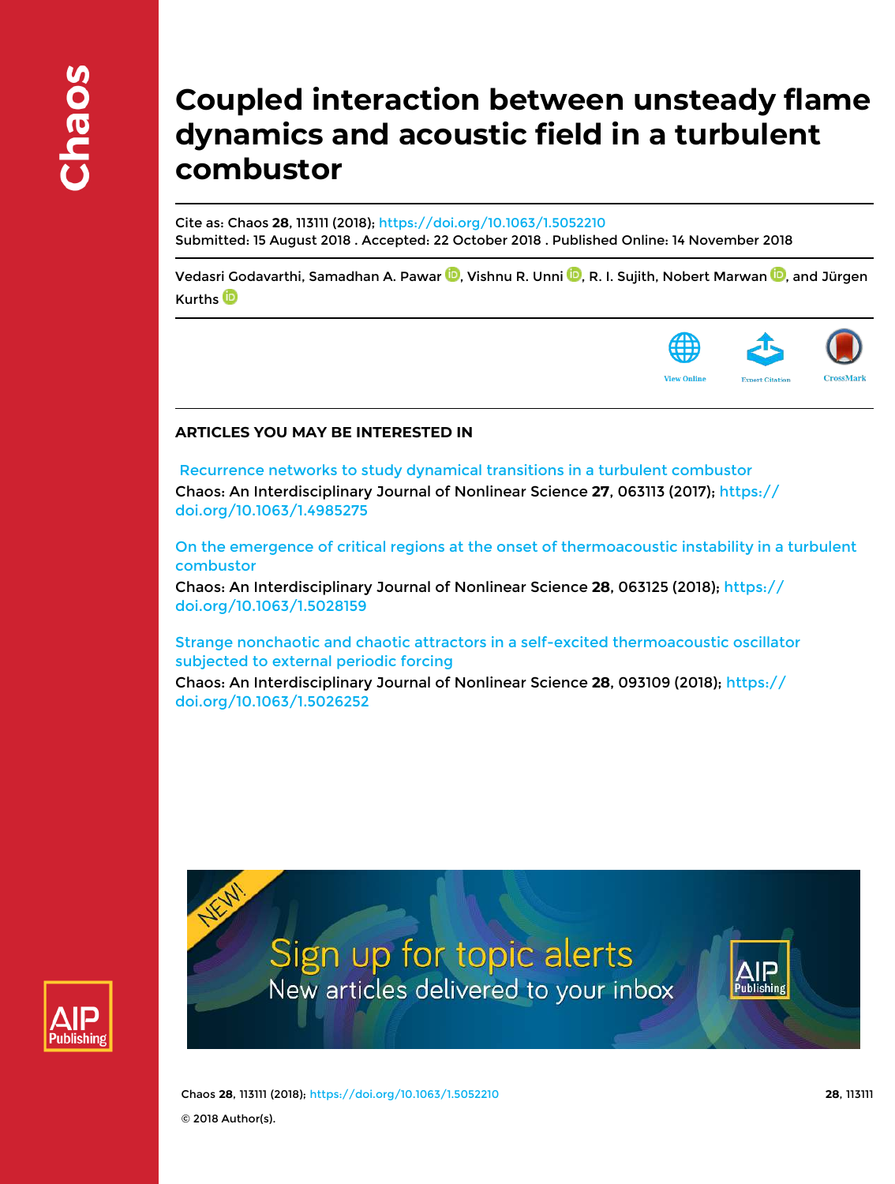# Coupled interaction between unsteady flame dynamics and acoustic field in a turbulent combustor

Cite as: Chaos **28**, 113111 (2018); https://doi.org/10.1063/1.5052210
Submitted: 15 August 2018 . Accepted: 22 October 2018 . Published Online: 14 November 2018

Vedasri Godavarthi, Samadhan A. Pawar, Vishnu R. Unni, R. I. Sujith, Nobert Marwan, and Jürgen Kurths

## ARTICLES YOU MAY BE INTERESTED IN

Recurrence networks to study dynamical transitions in a turbulent combustor
Chaos: An Interdisciplinary Journal of Nonlinear Science **27**, 063113 (2017); https://doi.org/10.1063/1.4985275

On the emergence of critical regions at the onset of thermoacoustic instability in a turbulent combustor
Chaos: An Interdisciplinary Journal of Nonlinear Science **28**, 063125 (2018); https://doi.org/10.1063/1.5028159

Strange nonchaotic and chaotic attractors in a self-excited thermoacoustic oscillator subjected to external periodic forcing
Chaos: An Interdisciplinary Journal of Nonlinear Science **28**, 093109 (2018); https://doi.org/10.1063/1.5026252

© 2018 Author(s).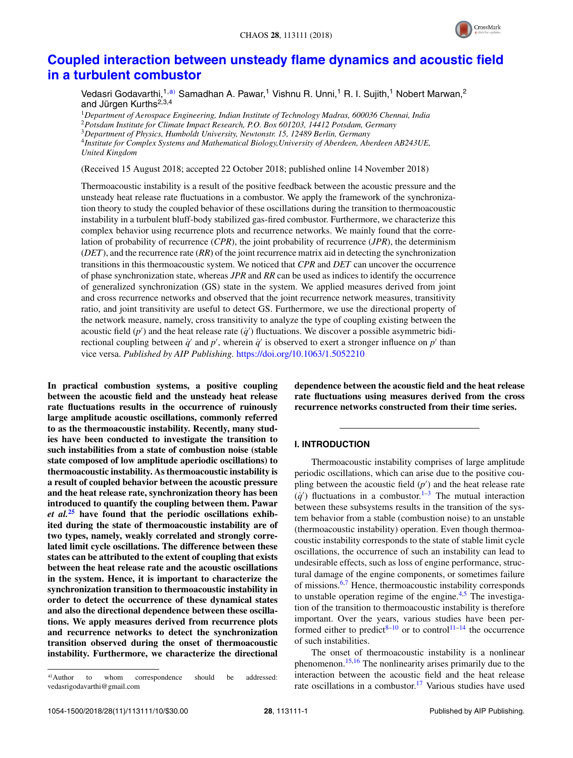# Coupled interaction between unsteady flame dynamics and acoustic field in a turbulent combustor

Vedasri Godavarthi,[1,a)] Samadhan A. Pawar,[1] Vishnu R. Unni,[1] R. I. Sujith,[1] Nobert Marwan,[2] and Jürgen Kurths[2,3,4]

[1]*Department of Aerospace Engineering, Indian Institute of Technology Madras, 600036 Chennai, India*
[2]*Potsdam Institute for Climate Impact Research, P.O. Box 601203, 14412 Potsdam, Germany*
[3]*Department of Physics, Humboldt University, Newtonstr. 15, 12489 Berlin, Germany*
[4]*Institute for Complex Systems and Mathematical Biology, University of Aberdeen, Aberdeen AB243UE, United Kingdom*

(Received 15 August 2018; accepted 22 October 2018; published online 14 November 2018)

Thermoacoustic instability is a result of the positive feedback between the acoustic pressure and the unsteady heat release rate fluctuations in a combustor. We apply the framework of the synchronization theory to study the coupled behavior of these oscillations during the transition to thermoacoustic instability in a turbulent bluff-body stabilized gas-fired combustor. Furthermore, we characterize this complex behavior using recurrence plots and recurrence networks. We mainly found that the correlation of probability of recurrence (*CPR*), the joint probability of recurrence (*JPR*), the determinism (*DET*), and the recurrence rate (*RR*) of the joint recurrence matrix aid in detecting the synchronization transitions in this thermoacoustic system. We noticed that *CPR* and *DET* can uncover the occurrence of phase synchronization state, whereas *JPR* and *RR* can be used as indices to identify the occurrence of generalized synchronization (GS) state in the system. We applied measures derived from joint and cross recurrence networks and observed that the joint recurrence network measures, transitivity ratio, and joint transitivity are useful to detect GS. Furthermore, we use the directional property of the network measure, namely, cross transitivity to analyze the type of coupling existing between the acoustic field ($p'$) and the heat release rate ($\dot{q}'$) fluctuations. We discover a possible asymmetric bidirectional coupling between $\dot{q}'$ and $p'$, wherein $\dot{q}'$ is observed to exert a stronger influence on $p'$ than vice versa. *Published by AIP Publishing.* https://doi.org/10.1063/1.5052210

**In practical combustion systems, a positive coupling between the acoustic field and the unsteady heat release rate fluctuations results in the occurrence of ruinously large amplitude acoustic oscillations, commonly referred to as the thermoacoustic instability. Recently, many studies have been conducted to investigate the transition to such instabilities from a state of combustion noise (stable state composed of low amplitude aperiodic oscillations) to thermoacoustic instability. As thermoacoustic instability is a result of coupled behavior between the acoustic pressure and the heat release rate, synchronization theory has been introduced to quantify the coupling between them. Pawar *et al.*[25] have found that the periodic oscillations exhibited during the state of thermoacoustic instability are of two types, namely, weakly correlated and strongly correlated limit cycle oscillations. The difference between these states can be attributed to the extent of coupling that exists between the heat release rate and the acoustic oscillations in the system. Hence, it is important to characterize the synchronization transition to thermoacoustic instability in order to detect the occurrence of these dynamical states and also the directional dependence between these oscillations. We apply measures derived from recurrence plots and recurrence networks to detect the synchronization transition observed during the onset of thermoacoustic instability. Furthermore, we characterize the directional dependence between the acoustic field and the heat release rate fluctuations using measures derived from the cross recurrence networks constructed from their time series.**

## I. INTRODUCTION

Thermoacoustic instability comprises of large amplitude periodic oscillations, which can arise due to the positive coupling between the acoustic field ($p'$) and the heat release rate ($\dot{q}'$) fluctuations in a combustor.[1–3] The mutual interaction between these subsystems results in the transition of the system behavior from a stable (combustion noise) to an unstable (thermoacoustic instability) operation. Even though thermoacoustic instability corresponds to the state of stable limit cycle oscillations, the occurrence of such an instability can lead to undesirable effects, such as loss of engine performance, structural damage of the engine components, or sometimes failure of missions.[6,7] Hence, thermoacoustic instability corresponds to unstable operation regime of the engine.[4,5] The investigation of the transition to thermoacoustic instability is therefore important. Over the years, various studies have been performed either to predict[8–10] or to control[11–14] the occurrence of such instabilities.

The onset of thermoacoustic instability is a nonlinear phenomenon.[15,16] The nonlinearity arises primarily due to the interaction between the acoustic field and the heat release rate oscillations in a combustor.[17] Various studies have used

[a)]Author to whom correspondence should be addressed: vedasrigodavarthi@gmail.com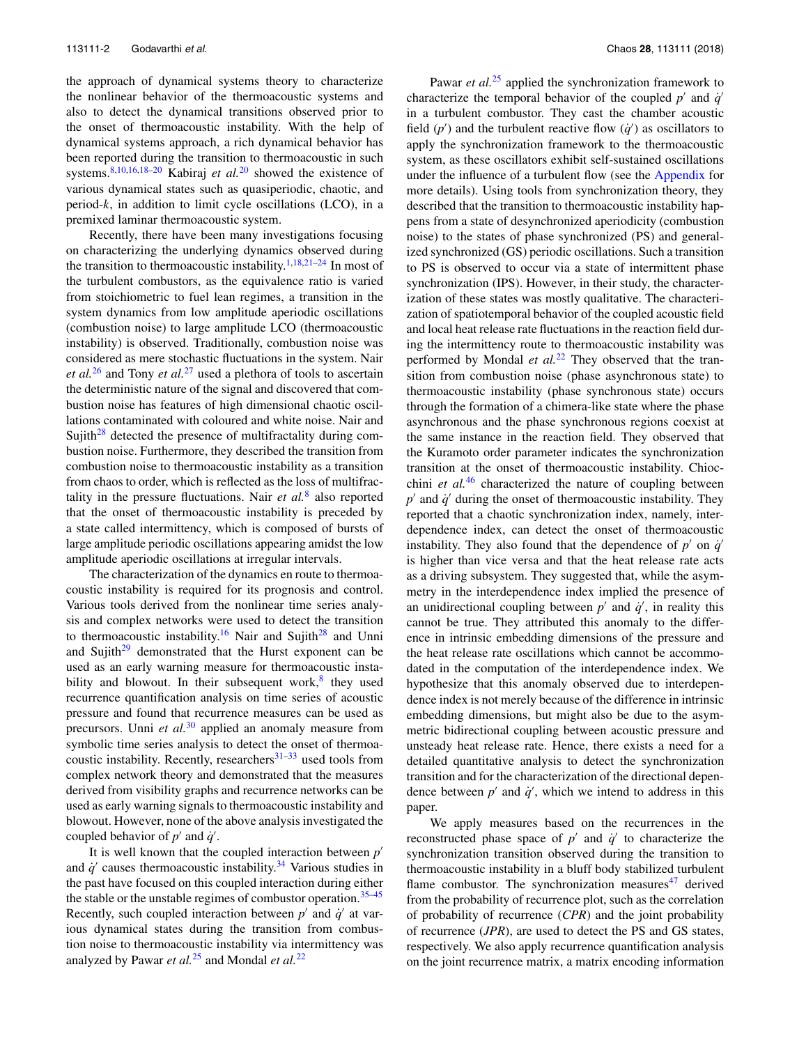the approach of dynamical systems theory to characterize the nonlinear behavior of the thermoacoustic systems and also to detect the dynamical transitions observed prior to the onset of thermoacoustic instability. With the help of dynamical systems approach, a rich dynamical behavior has been reported during the transition to thermoacoustic in such systems.[8,10,16,18–20] Kabiraj *et al.*[20] showed the existence of various dynamical states such as quasiperiodic, chaotic, and period-*k*, in addition to limit cycle oscillations (LCO), in a premixed laminar thermoacoustic system.

Recently, there have been many investigations focusing on characterizing the underlying dynamics observed during the transition to thermoacoustic instability.[1,18,21–24] In most of the turbulent combustors, as the equivalence ratio is varied from stoichiometric to fuel lean regimes, a transition in the system dynamics from low amplitude aperiodic oscillations (combustion noise) to large amplitude LCO (thermoacoustic instability) is observed. Traditionally, combustion noise was considered as mere stochastic fluctuations in the system. Nair *et al.*[26] and Tony *et al.*[27] used a plethora of tools to ascertain the deterministic nature of the signal and discovered that combustion noise has features of high dimensional chaotic oscillations contaminated with coloured and white noise. Nair and Sujith[28] detected the presence of multifractality during combustion noise. Furthermore, they described the transition from combustion noise to thermoacoustic instability as a transition from chaos to order, which is reflected as the loss of multifractality in the pressure fluctuations. Nair *et al.*[8] also reported that the onset of thermoacoustic instability is preceded by a state called intermittency, which is composed of bursts of large amplitude periodic oscillations appearing amidst the low amplitude aperiodic oscillations at irregular intervals.

The characterization of the dynamics en route to thermoacoustic instability is required for its prognosis and control. Various tools derived from the nonlinear time series analysis and complex networks were used to detect the transition to thermoacoustic instability.[16] Nair and Sujith[28] and Unni and Sujith[29] demonstrated that the Hurst exponent can be used as an early warning measure for thermoacoustic instability and blowout. In their subsequent work,[8] they used recurrence quantification analysis on time series of acoustic pressure and found that recurrence measures can be used as precursors. Unni *et al.*[30] applied an anomaly measure from symbolic time series analysis to detect the onset of thermoacoustic instability. Recently, researchers[31–33] used tools from complex network theory and demonstrated that the measures derived from visibility graphs and recurrence networks can be used as early warning signals to thermoacoustic instability and blowout. However, none of the above analysis investigated the coupled behavior of $p'$ and $\dot{q}'$.

It is well known that the coupled interaction between $p'$ and $\dot{q}'$ causes thermoacoustic instability.[34] Various studies in the past have focused on this coupled interaction during either the stable or the unstable regimes of combustor operation.[35–45] Recently, such coupled interaction between $p'$ and $\dot{q}'$ at various dynamical states during the transition from combustion noise to thermoacoustic instability via intermittency was analyzed by Pawar *et al.*[25] and Mondal *et al.*[22]

Pawar *et al.*[25] applied the synchronization framework to characterize the temporal behavior of the coupled $p'$ and $\dot{q}'$ in a turbulent combustor. They cast the chamber acoustic field ($p'$) and the turbulent reactive flow ($\dot{q}'$) as oscillators to apply the synchronization framework to the thermoacoustic system, as these oscillators exhibit self-sustained oscillations under the influence of a turbulent flow (see the Appendix for more details). Using tools from synchronization theory, they described that the transition to thermoacoustic instability happens from a state of desynchronized aperiodicity (combustion noise) to the states of phase synchronized (PS) and generalized synchronized (GS) periodic oscillations. Such a transition to PS is observed to occur via a state of intermittent phase synchronization (IPS). However, in their study, the characterization of these states was mostly qualitative. The characterization of spatiotemporal behavior of the coupled acoustic field and local heat release rate fluctuations in the reaction field during the intermittency route to thermoacoustic instability was performed by Mondal *et al.*[22] They observed that the transition from combustion noise (phase asynchronous state) to thermoacoustic instability (phase synchronous state) occurs through the formation of a chimera-like state where the phase asynchronous and the phase synchronous regions coexist at the same instance in the reaction field. They observed that the Kuramoto order parameter indicates the synchronization transition at the onset of thermoacoustic instability. Chiocchini *et al.*[46] characterized the nature of coupling between $p'$ and $\dot{q}'$ during the onset of thermoacoustic instability. They reported that a chaotic synchronization index, namely, interdependence index, can detect the onset of thermoacoustic instability. They also found that the dependence of $p'$ on $\dot{q}'$ is higher than vice versa and that the heat release rate acts as a driving subsystem. They suggested that, while the asymmetry in the interdependence index implied the presence of an unidirectional coupling between $p'$ and $\dot{q}'$, in reality this cannot be true. They attributed this anomaly to the difference in intrinsic embedding dimensions of the pressure and the heat release rate oscillations which cannot be accommodated in the computation of the interdependence index. We hypothesize that this anomaly observed due to interdependence index is not merely because of the difference in intrinsic embedding dimensions, but might also be due to the asymmetric bidirectional coupling between acoustic pressure and unsteady heat release rate. Hence, there exists a need for a detailed quantitative analysis to detect the synchronization transition and for the characterization of the directional dependence between $p'$ and $\dot{q}'$, which we intend to address in this paper.

We apply measures based on the recurrences in the reconstructed phase space of $p'$ and $\dot{q}'$ to characterize the synchronization transition observed during the transition to thermoacoustic instability in a bluff body stabilized turbulent flame combustor. The synchronization measures[47] derived from the probability of recurrence plot, such as the correlation of probability of recurrence (*CPR*) and the joint probability of recurrence (*JPR*), are used to detect the PS and GS states, respectively. We also apply recurrence quantification analysis on the joint recurrence matrix, a matrix encoding information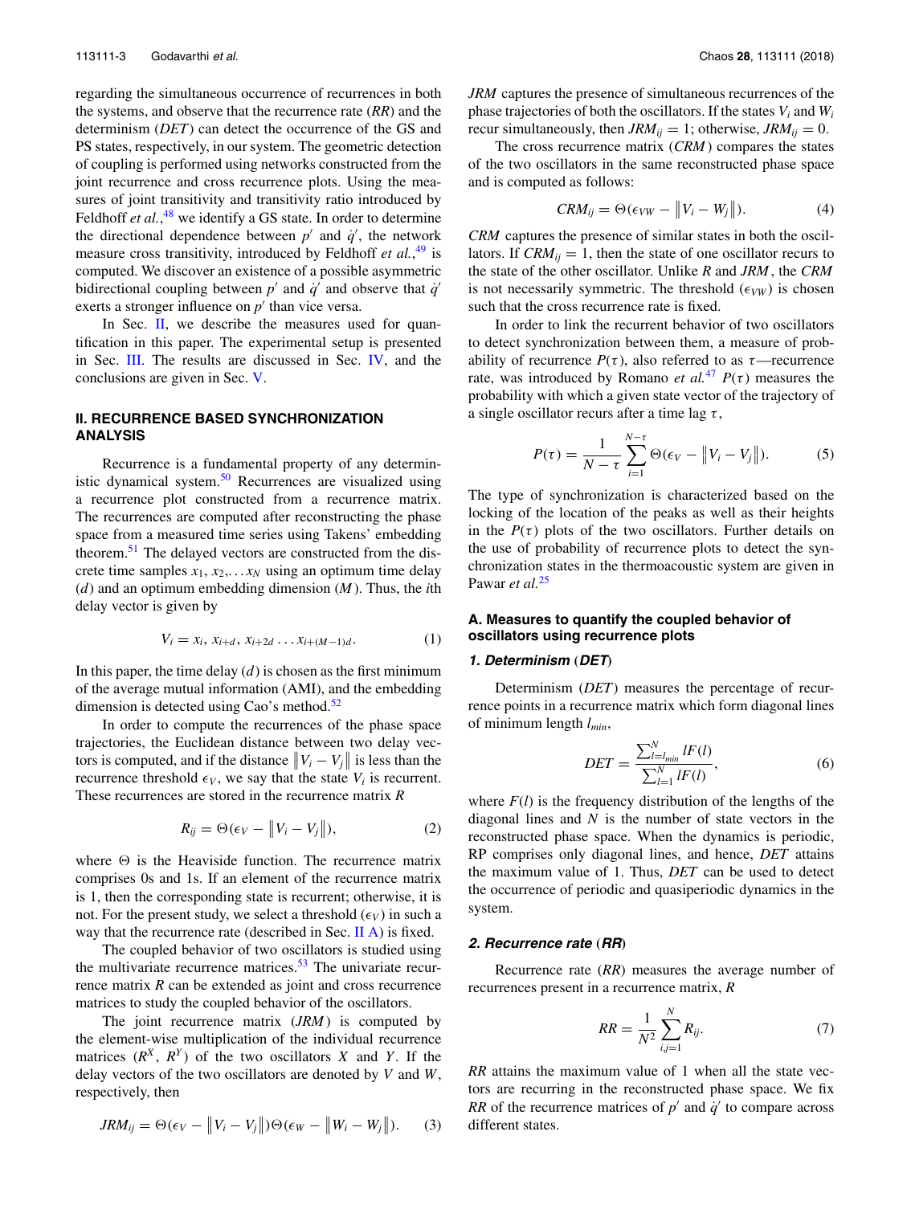regarding the simultaneous occurrence of recurrences in both the systems, and observe that the recurrence rate ($RR$) and the determinism ($DET$) can detect the occurrence of the GS and PS states, respectively, in our system. The geometric detection of coupling is performed using networks constructed from the joint recurrence and cross recurrence plots. Using the measures of joint transitivity and transitivity ratio introduced by Feldhoff *et al.*,[48] we identify a GS state. In order to determine the directional dependence between $p'$ and $\dot{q}'$, the network measure cross transitivity, introduced by Feldhoff *et al.*,[49] is computed. We discover an existence of a possible asymmetric bidirectional coupling between $p'$ and $\dot{q}'$ and observe that $\dot{q}'$ exerts a stronger influence on $p'$ than vice versa.

In Sec. II, we describe the measures used for quantification in this paper. The experimental setup is presented in Sec. III. The results are discussed in Sec. IV, and the conclusions are given in Sec. V.

## II. RECURRENCE BASED SYNCHRONIZATION ANALYSIS

Recurrence is a fundamental property of any deterministic dynamical system.[50] Recurrences are visualized using a recurrence plot constructed from a recurrence matrix. The recurrences are computed after reconstructing the phase space from a measured time series using Takens' embedding theorem.[51] The delayed vectors are constructed from the discrete time samples $x_1, x_2, \ldots x_N$ using an optimum time delay ($d$) and an optimum embedding dimension ($M$). Thus, the $i$th delay vector is given by

$$V_i = x_i,\, x_{i+d},\, x_{i+2d} \ldots x_{i+(M-1)d}. \tag{1}$$

In this paper, the time delay ($d$) is chosen as the first minimum of the average mutual information (AMI), and the embedding dimension is detected using Cao's method.[52]

In order to compute the recurrences of the phase space trajectories, the Euclidean distance between two delay vectors is computed, and if the distance $\|V_i - V_j\|$ is less than the recurrence threshold $\epsilon_V$, we say that the state $V_i$ is recurrent. These recurrences are stored in the recurrence matrix $R$

$$R_{ij} = \Theta(\epsilon_V - \|V_i - V_j\|), \tag{2}$$

where $\Theta$ is the Heaviside function. The recurrence matrix comprises 0s and 1s. If an element of the recurrence matrix is 1, then the corresponding state is recurrent; otherwise, it is not. For the present study, we select a threshold ($\epsilon_V$) in such a way that the recurrence rate (described in Sec. II A) is fixed.

The coupled behavior of two oscillators is studied using the multivariate recurrence matrices.[53] The univariate recurrence matrix $R$ can be extended as joint and cross recurrence matrices to study the coupled behavior of the oscillators.

The joint recurrence matrix ($JRM$) is computed by the element-wise multiplication of the individual recurrence matrices ($R^X$, $R^Y$) of the two oscillators $X$ and $Y$. If the delay vectors of the two oscillators are denoted by $V$ and $W$, respectively, then

$$JRM_{ij} = \Theta(\epsilon_V - \|V_i - V_j\|)\Theta(\epsilon_W - \|W_i - W_j\|). \tag{3}$$

$JRM$ captures the presence of simultaneous recurrences of the phase trajectories of both the oscillators. If the states $V_i$ and $W_i$ recur simultaneously, then $JRM_{ij} = 1$; otherwise, $JRM_{ij} = 0$.

The cross recurrence matrix ($CRM$) compares the states of the two oscillators in the same reconstructed phase space and is computed as follows:

$$CRM_{ij} = \Theta(\epsilon_{VW} - \|V_i - W_j\|). \tag{4}$$

$CRM$ captures the presence of similar states in both the oscillators. If $CRM_{ij} = 1$, then the state of one oscillator recurs to the state of the other oscillator. Unlike $R$ and $JRM$, the $CRM$ is not necessarily symmetric. The threshold ($\epsilon_{VW}$) is chosen such that the cross recurrence rate is fixed.

In order to link the recurrent behavior of two oscillators to detect synchronization between them, a measure of probability of recurrence $P(\tau)$, also referred to as $\tau$—recurrence rate, was introduced by Romano *et al.*[47] $P(\tau)$ measures the probability with which a given state vector of the trajectory of a single oscillator recurs after a time lag $\tau$,

$$P(\tau) = \frac{1}{N-\tau}\sum_{i=1}^{N-\tau}\Theta(\epsilon_V - \|V_i - V_j\|). \tag{5}$$

The type of synchronization is characterized based on the locking of the location of the peaks as well as their heights in the $P(\tau)$ plots of the two oscillators. Further details on the use of probability of recurrence plots to detect the synchronization states in the thermoacoustic system are given in Pawar *et al.*[25]

### A. Measures to quantify the coupled behavior of oscillators using recurrence plots

#### 1. Determinism ($DET$)

Determinism ($DET$) measures the percentage of recurrence points in a recurrence matrix which form diagonal lines of minimum length $l_{min}$,

$$DET = \frac{\sum_{l=l_{min}}^{N} lF(l)}{\sum_{l=1}^{N} lF(l)}, \tag{6}$$

where $F(l)$ is the frequency distribution of the lengths of the diagonal lines and $N$ is the number of state vectors in the reconstructed phase space. When the dynamics is periodic, RP comprises only diagonal lines, and hence, $DET$ attains the maximum value of 1. Thus, $DET$ can be used to detect the occurrence of periodic and quasiperiodic dynamics in the system.

#### 2. Recurrence rate ($RR$)

Recurrence rate ($RR$) measures the average number of recurrences present in a recurrence matrix, $R$

$$RR = \frac{1}{N^2}\sum_{i,j=1}^{N} R_{ij}. \tag{7}$$

$RR$ attains the maximum value of 1 when all the state vectors are recurring in the reconstructed phase space. We fix $RR$ of the recurrence matrices of $p'$ and $\dot{q}'$ to compare across different states.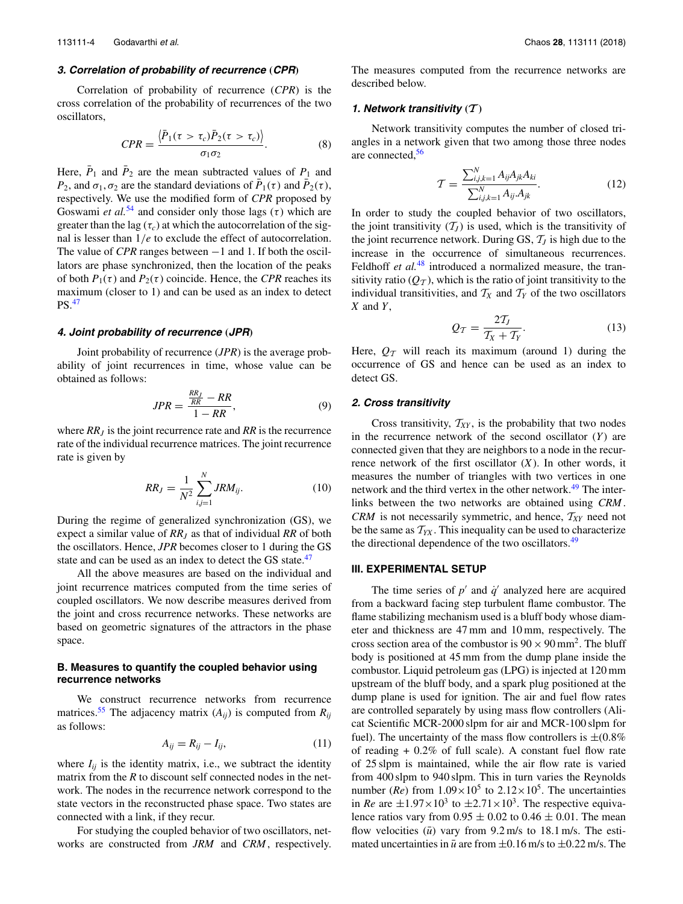### 3. Correlation of probability of recurrence (*CPR*)

Correlation of probability of recurrence (*CPR*) is the cross correlation of the probability of recurrences of the two oscillators,

$$CPR = \frac{\langle \bar{P}_1(\tau > \tau_c)\bar{P}_2(\tau > \tau_c)\rangle}{\sigma_1\sigma_2}. \quad (8)$$

Here, $\bar{P}_1$ and $\bar{P}_2$ are the mean subtracted values of $P_1$ and $P_2$, and $\sigma_1, \sigma_2$ are the standard deviations of $\bar{P}_1(\tau)$ and $\bar{P}_2(\tau)$, respectively. We use the modified form of *CPR* proposed by Goswami *et al.*[54] and consider only those lags ($\tau$) which are greater than the lag ($\tau_c$) at which the autocorrelation of the signal is lesser than $1/e$ to exclude the effect of autocorrelation. The value of *CPR* ranges between $-1$ and 1. If both the oscillators are phase synchronized, then the location of the peaks of both $P_1(\tau)$ and $P_2(\tau)$ coincide. Hence, the *CPR* reaches its maximum (closer to 1) and can be used as an index to detect PS.[47]

### 4. Joint probability of recurrence (*JPR*)

Joint probability of recurrence (*JPR*) is the average probability of joint recurrences in time, whose value can be obtained as follows:

$$JPR = \frac{\frac{RR_J}{RR} - RR}{1 - RR}, \quad (9)$$

where $RR_J$ is the joint recurrence rate and $RR$ is the recurrence rate of the individual recurrence matrices. The joint recurrence rate is given by

$$RR_J = \frac{1}{N^2}\sum_{i,j=1}^{N} JRM_{ij}. \quad (10)$$

During the regime of generalized synchronization (GS), we expect a similar value of $RR_J$ as that of individual $RR$ of both the oscillators. Hence, *JPR* becomes closer to 1 during the GS state and can be used as an index to detect the GS state.[47]

All the above measures are based on the individual and joint recurrence matrices computed from the time series of coupled oscillators. We now describe measures derived from the joint and cross recurrence networks. These networks are based on geometric signatures of the attractors in the phase space.

## B. Measures to quantify the coupled behavior using recurrence networks

We construct recurrence networks from recurrence matrices.[55] The adjacency matrix ($A_{ij}$) is computed from $R_{ij}$ as follows:

$$A_{ij} = R_{ij} - I_{ij}, \quad (11)$$

where $I_{ij}$ is the identity matrix, i.e., we subtract the identity matrix from the $R$ to discount self connected nodes in the network. The nodes in the recurrence network correspond to the state vectors in the reconstructed phase space. Two states are connected with a link, if they recur.

For studying the coupled behavior of two oscillators, networks are constructed from *JRM* and *CRM*, respectively. The measures computed from the recurrence networks are described below.

### 1. Network transitivity ($\mathcal{T}$)

Network transitivity computes the number of closed triangles in a network given that two among those three nodes are connected,[56]

$$\mathcal{T} = \frac{\sum_{i,j,k=1}^{N} A_{ij}A_{jk}A_{ki}}{\sum_{i,j,k=1}^{N} A_{ij}.A_{jk}}. \quad (12)$$

In order to study the coupled behavior of two oscillators, the joint transitivity ($\mathcal{T}_J$) is used, which is the transitivity of the joint recurrence network. During GS, $\mathcal{T}_J$ is high due to the increase in the occurrence of simultaneous recurrences. Feldhoff *et al.*[48] introduced a normalized measure, the transitivity ratio ($Q_{\mathcal{T}}$), which is the ratio of joint transitivity to the individual transitivities, and $\mathcal{T}_X$ and $\mathcal{T}_Y$ of the two oscillators $X$ and $Y$,

$$Q_{\mathcal{T}} = \frac{2\mathcal{T}_J}{\mathcal{T}_X + \mathcal{T}_Y}. \quad (13)$$

Here, $Q_{\mathcal{T}}$ will reach its maximum (around 1) during the occurrence of GS and hence can be used as an index to detect GS.

### 2. Cross transitivity

Cross transitivity, $\mathcal{T}_{XY}$, is the probability that two nodes in the recurrence network of the second oscillator ($Y$) are connected given that they are neighbors to a node in the recurrence network of the first oscillator ($X$). In other words, it measures the number of triangles with two vertices in one network and the third vertex in the other network.[49] The interlinks between the two networks are obtained using *CRM*. *CRM* is not necessarily symmetric, and hence, $\mathcal{T}_{XY}$ need not be the same as $\mathcal{T}_{YX}$. This inequality can be used to characterize the directional dependence of the two oscillators.[49]

## III. EXPERIMENTAL SETUP

The time series of $p'$ and $\dot{q}'$ analyzed here are acquired from a backward facing step turbulent flame combustor. The flame stabilizing mechanism used is a bluff body whose diameter and thickness are 47 mm and 10 mm, respectively. The cross section area of the combustor is $90 \times 90\,\text{mm}^2$. The bluff body is positioned at 45 mm from the dump plane inside the combustor. Liquid petroleum gas (LPG) is injected at 120 mm upstream of the bluff body, and a spark plug positioned at the dump plane is used for ignition. The air and fuel flow rates are controlled separately by using mass flow controllers (Alicat Scientific MCR-2000 slpm for air and MCR-100 slpm for fuel). The uncertainty of the mass flow controllers is $\pm$(0.8% of reading + 0.2% of full scale). A constant fuel flow rate of 25 slpm is maintained, while the air flow rate is varied from 400 slpm to 940 slpm. This in turn varies the Reynolds number (*Re*) from $1.09\times10^5$ to $2.12\times10^5$. The uncertainties in *Re* are $\pm1.97\times10^3$ to $\pm2.71\times10^3$. The respective equivalence ratios vary from 0.95 $\pm$ 0.02 to 0.46 $\pm$ 0.01. The mean flow velocities ($\bar{u}$) vary from 9.2 m/s to 18.1 m/s. The estimated uncertainties in $\bar{u}$ are from $\pm$0.16 m/s to $\pm$0.22 m/s. The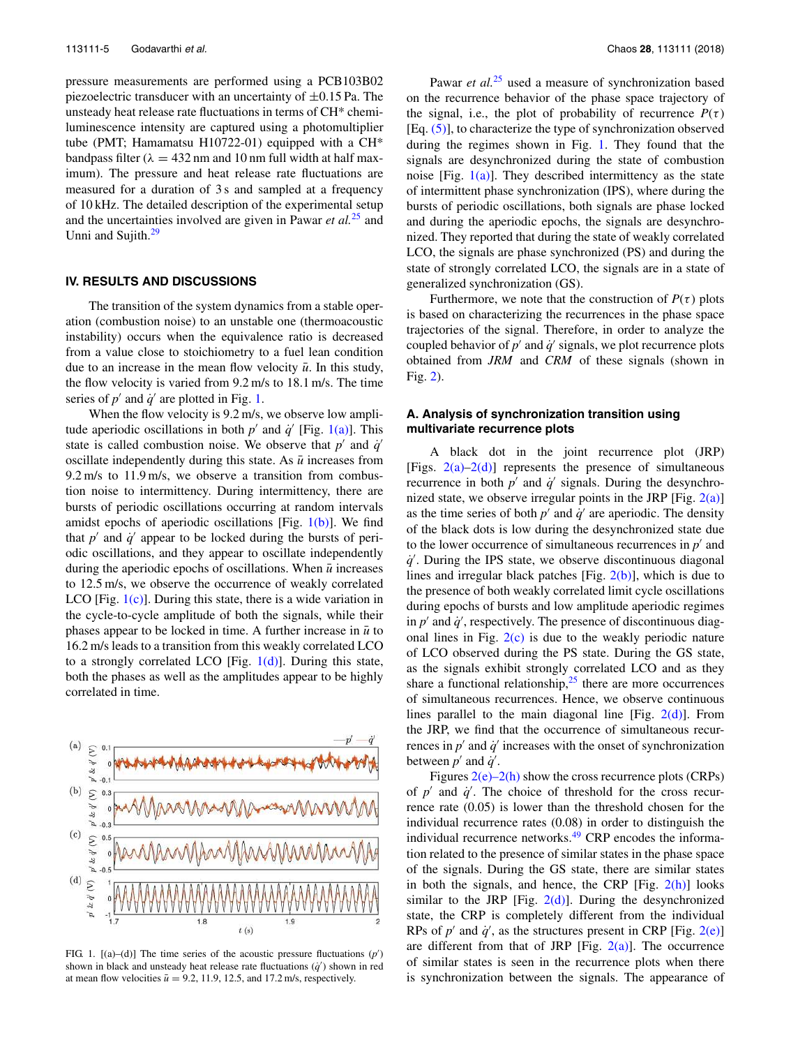pressure measurements are performed using a PCB103B02 piezoelectric transducer with an uncertainty of $\pm 0.15$ Pa. The unsteady heat release rate fluctuations in terms of CH* chemiluminescence intensity are captured using a photomultiplier tube (PMT; Hamamatsu H10722-01) equipped with a CH* bandpass filter ($\lambda = 432$ nm and 10 nm full width at half maximum). The pressure and heat release rate fluctuations are measured for a duration of 3 s and sampled at a frequency of 10 kHz. The detailed description of the experimental setup and the uncertainties involved are given in Pawar *et al.*[25] and Unni and Sujith.[29]

## IV. RESULTS AND DISCUSSIONS

The transition of the system dynamics from a stable operation (combustion noise) to an unstable one (thermoacoustic instability) occurs when the equivalence ratio is decreased from a value close to stoichiometry to a fuel lean condition due to an increase in the mean flow velocity $\bar{u}$. In this study, the flow velocity is varied from 9.2 m/s to 18.1 m/s. The time series of $p'$ and $\dot{q}'$ are plotted in Fig. 1.

When the flow velocity is 9.2 m/s, we observe low amplitude aperiodic oscillations in both $p'$ and $\dot{q}'$ [Fig. 1(a)]. This state is called combustion noise. We observe that $p'$ and $\dot{q}'$ oscillate independently during this state. As $\bar{u}$ increases from 9.2 m/s to 11.9 m/s, we observe a transition from combustion noise to intermittency. During intermittency, there are bursts of periodic oscillations occurring at random intervals amidst epochs of aperiodic oscillations [Fig. 1(b)]. We find that $p'$ and $\dot{q}'$ appear to be locked during the bursts of periodic oscillations, and they appear to oscillate independently during the aperiodic epochs of oscillations. When $\bar{u}$ increases to 12.5 m/s, we observe the occurrence of weakly correlated LCO [Fig. 1(c)]. During this state, there is a wide variation in the cycle-to-cycle amplitude of both the signals, while their phases appear to be locked in time. A further increase in $\bar{u}$ to 16.2 m/s leads to a transition from this weakly correlated LCO to a strongly correlated LCO [Fig. 1(d)]. During this state, both the phases as well as the amplitudes appear to be highly correlated in time.

FIG. 1. [(a)–(d)] The time series of the acoustic pressure fluctuations ($p'$) shown in black and unsteady heat release rate fluctuations ($\dot{q}'$) shown in red at mean flow velocities $\bar{u} = 9.2$, 11.9, 12.5, and 17.2 m/s, respectively.

Pawar *et al.*[25] used a measure of synchronization based on the recurrence behavior of the phase space trajectory of the signal, i.e., the plot of probability of recurrence $P(\tau)$ [Eq. (5)], to characterize the type of synchronization observed during the regimes shown in Fig. 1. They found that the signals are desynchronized during the state of combustion noise [Fig. 1(a)]. They described intermittency as the state of intermittent phase synchronization (IPS), where during the bursts of periodic oscillations, both signals are phase locked and during the aperiodic epochs, the signals are desynchronized. They reported that during the state of weakly correlated LCO, the signals are phase synchronized (PS) and during the state of strongly correlated LCO, the signals are in a state of generalized synchronization (GS).

Furthermore, we note that the construction of $P(\tau)$ plots is based on characterizing the recurrences in the phase space trajectories of the signal. Therefore, in order to analyze the coupled behavior of $p'$ and $\dot{q}'$ signals, we plot recurrence plots obtained from *JRM* and *CRM* of these signals (shown in Fig. 2).

### A. Analysis of synchronization transition using multivariate recurrence plots

A black dot in the joint recurrence plot (JRP) [Figs. 2(a)–2(d)] represents the presence of simultaneous recurrence in both $p'$ and $\dot{q}'$ signals. During the desynchronized state, we observe irregular points in the JRP [Fig. 2(a)] as the time series of both $p'$ and $\dot{q}'$ are aperiodic. The density of the black dots is low during the desynchronized state due to the lower occurrence of simultaneous recurrences in $p'$ and $\dot{q}'$. During the IPS state, we observe discontinuous diagonal lines and irregular black patches [Fig. 2(b)], which is due to the presence of both weakly correlated limit cycle oscillations during epochs of bursts and low amplitude aperiodic regimes in $p'$ and $\dot{q}'$, respectively. The presence of discontinuous diagonal lines in Fig. 2(c) is due to the weakly periodic nature of LCO observed during the PS state. During the GS state, as the signals exhibit strongly correlated LCO and as they share a functional relationship,[25] there are more occurrences of simultaneous recurrences. Hence, we observe continuous lines parallel to the main diagonal line [Fig. 2(d)]. From the JRP, we find that the occurrence of simultaneous recurrences in $p'$ and $\dot{q}'$ increases with the onset of synchronization between $p'$ and $\dot{q}'$.

Figures 2(e)–2(h) show the cross recurrence plots (CRPs) of $p'$ and $\dot{q}'$. The choice of threshold for the cross recurrence rate (0.05) is lower than the threshold chosen for the individual recurrence rates (0.08) in order to distinguish the individual recurrence networks.[49] CRP encodes the information related to the presence of similar states in the phase space of the signals. During the GS state, there are similar states in both the signals, and hence, the CRP [Fig. 2(h)] looks similar to the JRP [Fig. 2(d)]. During the desynchronized state, the CRP is completely different from the individual RPs of $p'$ and $\dot{q}'$, as the structures present in CRP [Fig. 2(e)] are different from that of JRP [Fig. 2(a)]. The occurrence of similar states is seen in the recurrence plots when there is synchronization between the signals. The appearance of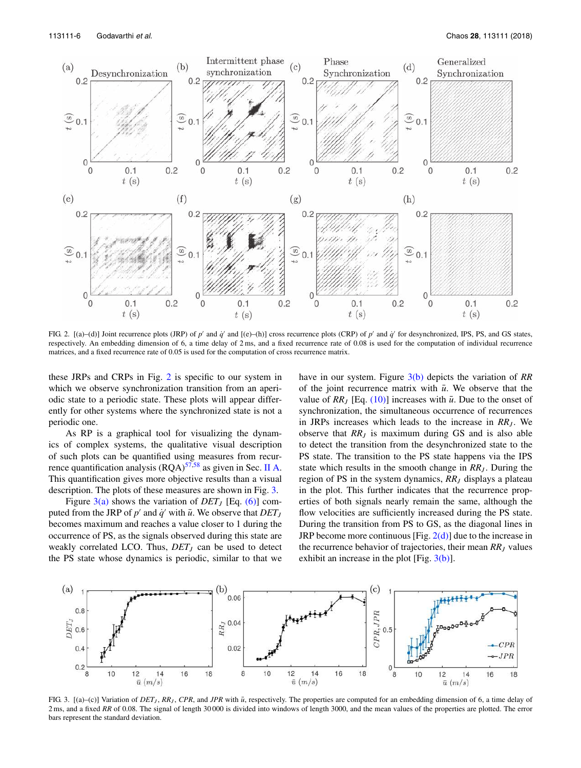FIG. 2. [(a)–(d)] Joint recurrence plots (JRP) of $p'$ and $\dot{q}'$ and [(e)–(h)] cross recurrence plots (CRP) of $p'$ and $\dot{q}'$ for desynchronized, IPS, PS, and GS states, respectively. An embedding dimension of 6, a time delay of 2 ms, and a fixed recurrence rate of 0.08 is used for the computation of individual recurrence matrices, and a fixed recurrence rate of 0.05 is used for the computation of cross recurrence matrix.

these JRPs and CRPs in Fig. 2 is specific to our system in which we observe synchronization transition from an aperiodic state to a periodic state. These plots will appear differently for other systems where the synchronized state is not a periodic one.

As RP is a graphical tool for visualizing the dynamics of complex systems, the qualitative visual description of such plots can be quantified using measures from recurrence quantification analysis (RQA)[57,58] as given in Sec. II A. This quantification gives more objective results than a visual description. The plots of these measures are shown in Fig. 3.

Figure 3(a) shows the variation of $DET_J$ [Eq. (6)] computed from the JRP of $p'$ and $\dot{q}'$ with $\bar{u}$. We observe that $DET_J$ becomes maximum and reaches a value closer to 1 during the occurrence of PS, as the signals observed during this state are weakly correlated LCO. Thus, $DET_J$ can be used to detect the PS state whose dynamics is periodic, similar to that we have in our system. Figure 3(b) depicts the variation of *RR* of the joint recurrence matrix with $\bar{u}$. We observe that the value of $RR_J$ [Eq. (10)] increases with $\bar{u}$. Due to the onset of synchronization, the simultaneous occurrence of recurrences in JRPs increases which leads to the increase in $RR_J$. We observe that $RR_J$ is maximum during GS and is also able to detect the transition from the desynchronized state to the PS state. The transition to the PS state happens via the IPS state which results in the smooth change in $RR_J$. During the region of PS in the system dynamics, $RR_J$ displays a plateau in the plot. This further indicates that the recurrence properties of both signals nearly remain the same, although the flow velocities are sufficiently increased during the PS state. During the transition from PS to GS, as the diagonal lines in JRP become more continuous [Fig. 2(d)] due to the increase in the recurrence behavior of trajectories, their mean $RR_J$ values exhibit an increase in the plot [Fig. 3(b)].

FIG. 3. [(a)–(c)] Variation of $DET_J$, $RR_J$, *CPR*, and *JPR* with $\bar{u}$, respectively. The properties are computed for an embedding dimension of 6, a time delay of 2 ms, and a fixed *RR* of 0.08. The signal of length 30 000 is divided into windows of length 3000, and the mean values of the properties are plotted. The error bars represent the standard deviation.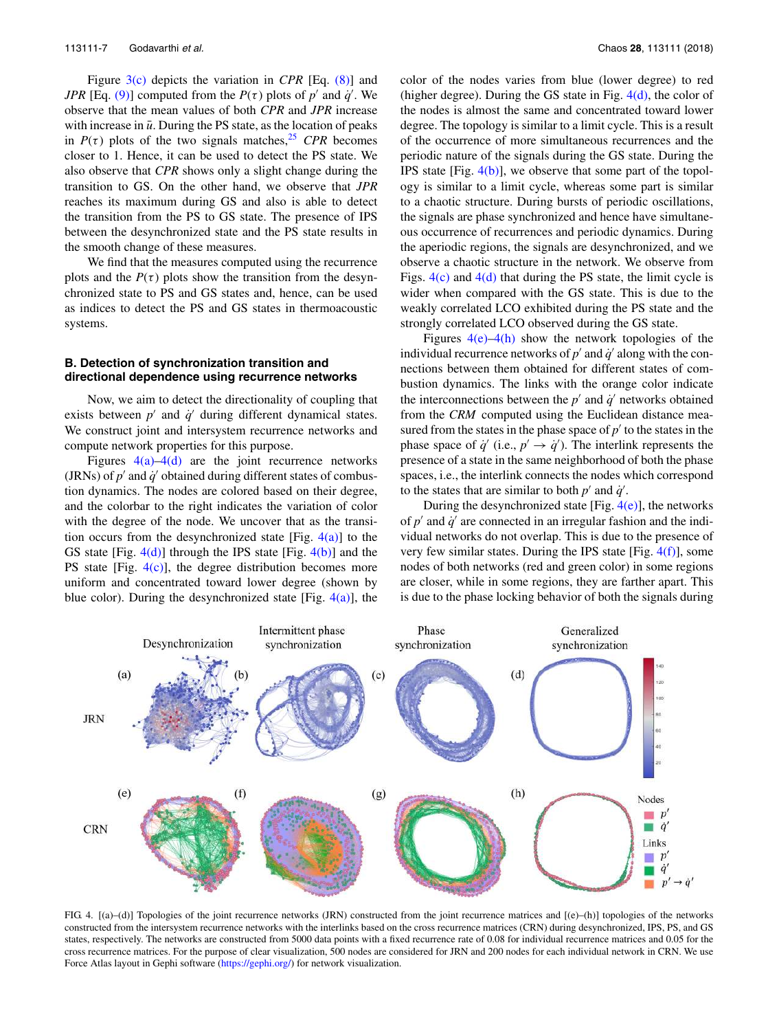Figure 3(c) depicts the variation in *CPR* [Eq. (8)] and *JPR* [Eq. (9)] computed from the $P(\tau)$ plots of $p'$ and $\dot{q}'$. We observe that the mean values of both *CPR* and *JPR* increase with increase in $\bar{u}$. During the PS state, as the location of peaks in $P(\tau)$ plots of the two signals matches,[25] *CPR* becomes closer to 1. Hence, it can be used to detect the PS state. We also observe that *CPR* shows only a slight change during the transition to GS. On the other hand, we observe that *JPR* reaches its maximum during GS and also is able to detect the transition from the PS to GS state. The presence of IPS between the desynchronized state and the PS state results in the smooth change of these measures.

We find that the measures computed using the recurrence plots and the $P(\tau)$ plots show the transition from the desynchronized state to PS and GS states and, hence, can be used as indices to detect the PS and GS states in thermoacoustic systems.

### B. Detection of synchronization transition and directional dependence using recurrence networks

Now, we aim to detect the directionality of coupling that exists between $p'$ and $\dot{q}'$ during different dynamical states. We construct joint and intersystem recurrence networks and compute network properties for this purpose.

Figures 4(a)–4(d) are the joint recurrence networks (JRNs) of $p'$ and $\dot{q}'$ obtained during different states of combustion dynamics. The nodes are colored based on their degree, and the colorbar to the right indicates the variation of color with the degree of the node. We uncover that as the transition occurs from the desynchronized state [Fig. 4(a)] to the GS state [Fig. 4(d)] through the IPS state [Fig. 4(b)] and the PS state [Fig. 4(c)], the degree distribution becomes more uniform and concentrated toward lower degree (shown by blue color). During the desynchronized state [Fig. 4(a)], the color of the nodes varies from blue (lower degree) to red (higher degree). During the GS state in Fig. 4(d), the color of the nodes is almost the same and concentrated toward lower degree. The topology is similar to a limit cycle. This is a result of the occurrence of more simultaneous recurrences and the periodic nature of the signals during the GS state. During the IPS state [Fig. 4(b)], we observe that some part of the topology is similar to a limit cycle, whereas some part is similar to a chaotic structure. During bursts of periodic oscillations, the signals are phase synchronized and hence have simultaneous occurrence of recurrences and periodic dynamics. During the aperiodic regions, the signals are desynchronized, and we observe a chaotic structure in the network. We observe from Figs. 4(c) and 4(d) that during the PS state, the limit cycle is wider when compared with the GS state. This is due to the weakly correlated LCO exhibited during the PS state and the strongly correlated LCO observed during the GS state.

Figures 4(e)–4(h) show the network topologies of the individual recurrence networks of $p'$ and $\dot{q}'$ along with the connections between them obtained for different states of combustion dynamics. The links with the orange color indicate the interconnections between the $p'$ and $\dot{q}'$ networks obtained from the *CRM* computed using the Euclidean distance measured from the states in the phase space of $p'$ to the states in the phase space of $\dot{q}'$ (i.e., $p' \rightarrow \dot{q}'$). The interlink represents the presence of a state in the same neighborhood of both the phase spaces, i.e., the interlink connects the nodes which correspond to the states that are similar to both $p'$ and $\dot{q}'$.

During the desynchronized state [Fig. 4(e)], the networks of $p'$ and $\dot{q}'$ are connected in an irregular fashion and the individual networks do not overlap. This is due to the presence of very few similar states. During the IPS state [Fig. 4(f)], some nodes of both networks (red and green color) in some regions are closer, while in some regions, they are farther apart. This is due to the phase locking behavior of both the signals during

FIG. 4. [(a)–(d)] Topologies of the joint recurrence networks (JRN) constructed from the joint recurrence matrices and [(e)–(h)] topologies of the networks constructed from the intersystem recurrence networks with the interlinks based on the cross recurrence matrices (CRN) during desynchronized, IPS, PS, and GS states, respectively. The networks are constructed from 5000 data points with a fixed recurrence rate of 0.08 for individual recurrence matrices and 0.05 for the cross recurrence matrices. For the purpose of clear visualization, 500 nodes are considered for JRN and 200 nodes for each individual network in CRN. We use Force Atlas layout in Gephi software (https://gephi.org/) for network visualization.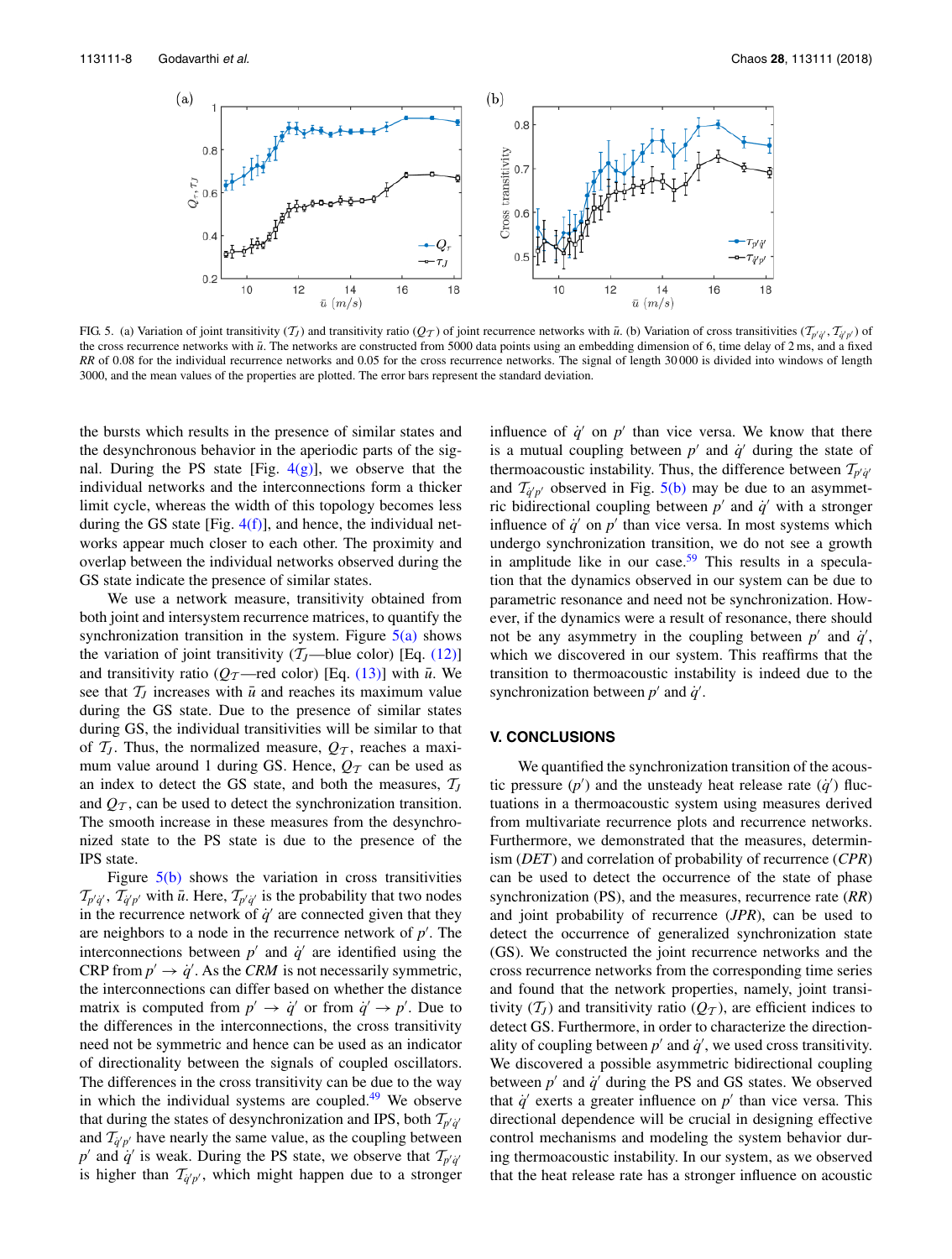FIG. 5. (a) Variation of joint transitivity ($\mathcal{T}_J$) and transitivity ratio ($Q_\mathcal{T}$) of joint recurrence networks with $\bar{u}$. (b) Variation of cross transitivities ($\mathcal{T}_{p'\dot{q}'}$, $\mathcal{T}_{\dot{q}'p'}$) of the cross recurrence networks with $\bar{u}$. The networks are constructed from 5000 data points using an embedding dimension of 6, time delay of 2 ms, and a fixed *RR* of 0.08 for the individual recurrence networks and 0.05 for the cross recurrence networks. The signal of length 30 000 is divided into windows of length 3000, and the mean values of the properties are plotted. The error bars represent the standard deviation.

the bursts which results in the presence of similar states and the desynchronous behavior in the aperiodic parts of the signal. During the PS state [Fig. 4(g)], we observe that the individual networks and the interconnections form a thicker limit cycle, whereas the width of this topology becomes less during the GS state [Fig. 4(f)], and hence, the individual networks appear much closer to each other. The proximity and overlap between the individual networks observed during the GS state indicate the presence of similar states.

We use a network measure, transitivity obtained from both joint and intersystem recurrence matrices, to quantify the synchronization transition in the system. Figure 5(a) shows the variation of joint transitivity ($\mathcal{T}_J$—blue color) [Eq. (12)] and transitivity ratio ($Q_\mathcal{T}$—red color) [Eq. (13)] with $\bar{u}$. We see that $\mathcal{T}_J$ increases with $\bar{u}$ and reaches its maximum value during the GS state. Due to the presence of similar states during GS, the individual transitivities will be similar to that of $\mathcal{T}_J$. Thus, the normalized measure, $Q_\mathcal{T}$, reaches a maximum value around 1 during GS. Hence, $Q_\mathcal{T}$ can be used as an index to detect the GS state, and both the measures, $\mathcal{T}_J$ and $Q_\mathcal{T}$, can be used to detect the synchronization transition. The smooth increase in these measures from the desynchronized state to the PS state is due to the presence of the IPS state.

Figure 5(b) shows the variation in cross transitivities $\mathcal{T}_{p'\dot{q}'}$, $\mathcal{T}_{\dot{q}'p'}$ with $\bar{u}$. Here, $\mathcal{T}_{p'\dot{q}'}$ is the probability that two nodes in the recurrence network of $\dot{q}'$ are connected given that they are neighbors to a node in the recurrence network of $p'$. The interconnections between $p'$ and $\dot{q}'$ are identified using the CRP from $p' \to \dot{q}'$. As the *CRM* is not necessarily symmetric, the interconnections can differ based on whether the distance matrix is computed from $p' \to \dot{q}'$ or from $\dot{q}' \to p'$. Due to the differences in the interconnections, the cross transitivity need not be symmetric and hence can be used as an indicator of directionality between the signals of coupled oscillators. The differences in the cross transitivity can be due to the way in which the individual systems are coupled.[49] We observe that during the states of desynchronization and IPS, both $\mathcal{T}_{p'\dot{q}'}$ and $\mathcal{T}_{\dot{q}'p'}$ have nearly the same value, as the coupling between $p'$ and $\dot{q}'$ is weak. During the PS state, we observe that $\mathcal{T}_{p'\dot{q}'}$ is higher than $\mathcal{T}_{\dot{q}'p'}$, which might happen due to a stronger influence of $\dot{q}'$ on $p'$ than vice versa. We know that there is a mutual coupling between $p'$ and $\dot{q}'$ during the state of thermoacoustic instability. Thus, the difference between $\mathcal{T}_{p'\dot{q}'}$ and $\mathcal{T}_{\dot{q}'p'}$ observed in Fig. 5(b) may be due to an asymmetric bidirectional coupling between $p'$ and $\dot{q}'$ with a stronger influence of $\dot{q}'$ on $p'$ than vice versa. In most systems which undergo synchronization transition, we do not see a growth in amplitude like in our case.[59] This results in a speculation that the dynamics observed in our system can be due to parametric resonance and need not be synchronization. However, if the dynamics were a result of resonance, there should not be any asymmetry in the coupling between $p'$ and $\dot{q}'$, which we discovered in our system. This reaffirms that the transition to thermoacoustic instability is indeed due to the synchronization between $p'$ and $\dot{q}'$.

## V. CONCLUSIONS

We quantified the synchronization transition of the acoustic pressure ($p'$) and the unsteady heat release rate ($\dot{q}'$) fluctuations in a thermoacoustic system using measures derived from multivariate recurrence plots and recurrence networks. Furthermore, we demonstrated that the measures, determinism (*DET*) and correlation of probability of recurrence (*CPR*) can be used to detect the occurrence of the state of phase synchronization (PS), and the measures, recurrence rate (*RR*) and joint probability of recurrence (*JPR*), can be used to detect the occurrence of generalized synchronization state (GS). We constructed the joint recurrence networks and the cross recurrence networks from the corresponding time series and found that the network properties, namely, joint transitivity ($\mathcal{T}_J$) and transitivity ratio ($Q_\mathcal{T}$), are efficient indices to detect GS. Furthermore, in order to characterize the directionality of coupling between $p'$ and $\dot{q}'$, we used cross transitivity. We discovered a possible asymmetric bidirectional coupling between $p'$ and $\dot{q}'$ during the PS and GS states. We observed that $\dot{q}'$ exerts a greater influence on $p'$ than vice versa. This directional dependence will be crucial in designing effective control mechanisms and modeling the system behavior during thermoacoustic instability. In our system, as we observed that the heat release rate has a stronger influence on acoustic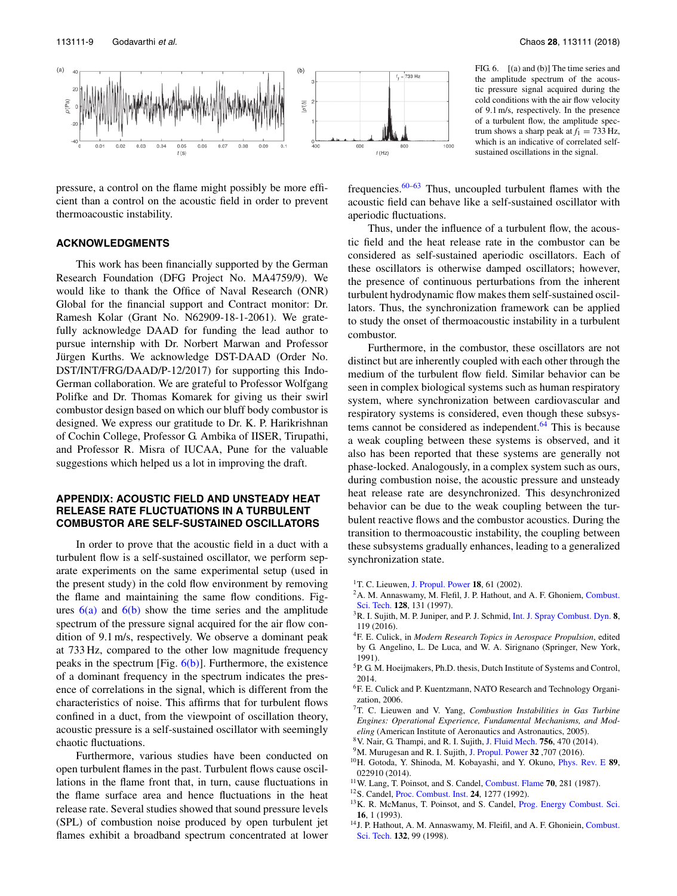FIG. 6. [(a) and (b)] The time series and the amplitude spectrum of the acoustic pressure signal acquired during the cold conditions with the air flow velocity of 9.1 m/s, respectively. In the presence of a turbulent flow, the amplitude spectrum shows a sharp peak at $f_1 = 733$ Hz, which is an indicative of correlated self-sustained oscillations in the signal.

pressure, a control on the flame might possibly be more efficient than a control on the acoustic field in order to prevent thermoacoustic instability.

## ACKNOWLEDGMENTS

This work has been financially supported by the German Research Foundation (DFG Project No. MA4759/9). We would like to thank the Office of Naval Research (ONR) Global for the financial support and Contract monitor: Dr. Ramesh Kolar (Grant No. N62909-18-1-2061). We gratefully acknowledge DAAD for funding the lead author to pursue internship with Dr. Norbert Marwan and Professor Jürgen Kurths. We acknowledge DST-DAAD (Order No. DST/INT/FRG/DAAD/P-12/2017) for supporting this Indo-German collaboration. We are grateful to Professor Wolfgang Polifke and Dr. Thomas Komarek for giving us their swirl combustor design based on which our bluff body combustor is designed. We express our gratitude to Dr. K. P. Harikrishnan of Cochin College, Professor G. Ambika of IISER, Tirupathi, and Professor R. Misra of IUCAA, Pune for the valuable suggestions which helped us a lot in improving the draft.

## APPENDIX: ACOUSTIC FIELD AND UNSTEADY HEAT RELEASE RATE FLUCTUATIONS IN A TURBULENT COMBUSTOR ARE SELF-SUSTAINED OSCILLATORS

In order to prove that the acoustic field in a duct with a turbulent flow is a self-sustained oscillator, we perform separate experiments on the same experimental setup (used in the present study) in the cold flow environment by removing the flame and maintaining the same flow conditions. Figures 6(a) and 6(b) show the time series and the amplitude spectrum of the pressure signal acquired for the air flow condition of 9.1 m/s, respectively. We observe a dominant peak at 733 Hz, compared to the other low magnitude frequency peaks in the spectrum [Fig. 6(b)]. Furthermore, the existence of a dominant frequency in the spectrum indicates the presence of correlations in the signal, which is different from the characteristics of noise. This affirms that for turbulent flows confined in a duct, from the viewpoint of oscillation theory, acoustic pressure is a self-sustained oscillator with seemingly chaotic fluctuations.

Furthermore, various studies have been conducted on open turbulent flames in the past. Turbulent flows cause oscillations in the flame front that, in turn, cause fluctuations in the flame surface area and hence fluctuations in the heat release rate. Several studies showed that sound pressure levels (SPL) of combustion noise produced by open turbulent jet flames exhibit a broadband spectrum concentrated at lower frequencies.[60–63] Thus, uncoupled turbulent flames with the acoustic field can behave like a self-sustained oscillator with aperiodic fluctuations.

Thus, under the influence of a turbulent flow, the acoustic field and the heat release rate in the combustor can be considered as self-sustained aperiodic oscillators. Each of these oscillators is otherwise damped oscillators; however, the presence of continuous perturbations from the inherent turbulent hydrodynamic flow makes them self-sustained oscillators. Thus, the synchronization framework can be applied to study the onset of thermoacoustic instability in a turbulent combustor.

Furthermore, in the combustor, these oscillators are not distinct but are inherently coupled with each other through the medium of the turbulent flow field. Similar behavior can be seen in complex biological systems such as human respiratory system, where synchronization between cardiovascular and respiratory systems is considered, even though these subsystems cannot be considered as independent.[64] This is because a weak coupling between these systems is observed, and it also has been reported that these systems are generally not phase-locked. Analogously, in a complex system such as ours, during combustion noise, the acoustic pressure and unsteady heat release rate are desynchronized. This desynchronized behavior can be due to the weak coupling between the turbulent reactive flows and the combustor acoustics. During the transition to thermoacoustic instability, the coupling between these subsystems gradually enhances, leading to a generalized synchronization state.

[1] T. C. Lieuwen, J. Propul. Power **18**, 61 (2002).
[2] A. M. Annaswamy, M. Flefil, J. P. Hathout, and A. F. Ghoniem, Combust. Sci. Tech. **128**, 131 (1997).
[3] R. I. Sujith, M. P. Juniper, and P. J. Schmid, Int. J. Spray Combust. Dyn. **8**, 119 (2016).
[4] F. E. Culick, in *Modern Research Topics in Aerospace Propulsion*, edited by G. Angelino, L. De Luca, and W. A. Sirignano (Springer, New York, 1991).
[5] P. G. M. Hoeijmakers, Ph.D. thesis, Dutch Institute of Systems and Control, 2014.
[6] F. E. Culick and P. Kuentzmann, NATO Research and Technology Organization, 2006.
[7] T. C. Lieuwen and V. Yang, *Combustion Instabilities in Gas Turbine Engines: Operational Experience, Fundamental Mechanisms, and Modeling* (American Institute of Aeronautics and Astronautics, 2005).
[8] V. Nair, G. Thampi, and R. I. Sujith, J. Fluid Mech. **756**, 470 (2014).
[9] M. Murugesan and R. I. Sujith, J. Propul. Power **32** ,707 (2016).
[10] H. Gotoda, Y. Shinoda, M. Kobayashi, and Y. Okuno, Phys. Rev. E **89**, 022910 (2014).
[11] W. Lang, T. Poinsot, and S. Candel, Combust. Flame **70**, 281 (1987).
[12] S. Candel, Proc. Combust. Inst. **24**, 1277 (1992).
[13] K. R. McManus, T. Poinsot, and S. Candel, Prog. Energy Combust. Sci. **16**, 1 (1993).
[14] J. P. Hathout, A. M. Annaswamy, M. Fleifil, and A. F. Ghoniein, Combust. Sci. Tech. **132**, 99 (1998).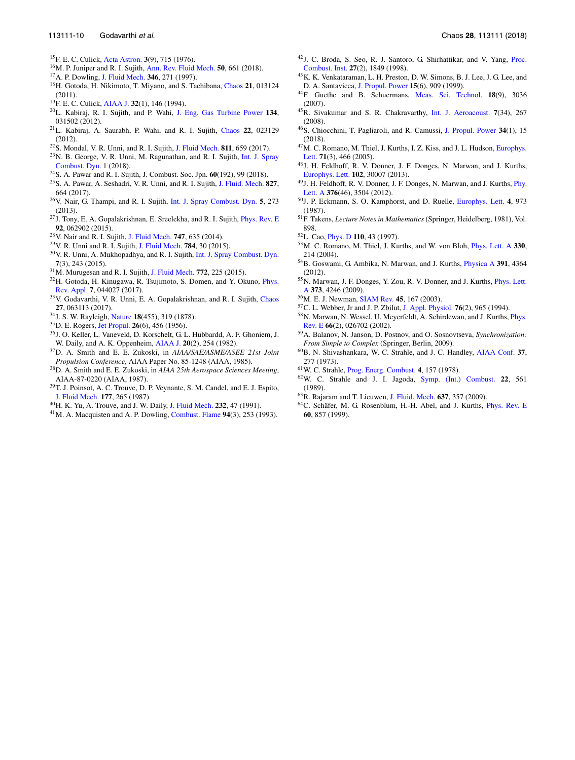[15] F. E. C. Culick, Acta Astron. **3**(9), 715 (1976).

[16] M. P. Juniper and R. I. Sujith, Ann. Rev. Fluid Mech. **50**, 661 (2018).

[17] A. P. Dowling, J. Fluid Mech. **346**, 271 (1997).

[18] H. Gotoda, H. Nikimoto, T. Miyano, and S. Tachibana, Chaos **21**, 013124 (2011).

[19] F. E. C. Culick, AIAA J. **32**(1), 146 (1994).

[20] L. Kabiraj, R. I. Sujith, and P. Wahi, J. Eng. Gas Turbine Power **134**, 031502 (2012).

[21] L. Kabiraj, A. Saurabh, P. Wahi, and R. I. Sujith, Chaos **22**, 023129 (2012).

[22] S. Mondal, V. R. Unni, and R. I. Sujith, J. Fluid Mech. **811**, 659 (2017).

[23] N. B. George, V. R. Unni, M. Ragunathan, and R. I. Sujith, Int. J. Spray Combust. Dyn. 1 (2018).

[24] S. A. Pawar and R. I. Sujith, J. Combust. Soc. Jpn. **60**(192), 99 (2018).

[25] S. A. Pawar, A. Seshadri, V. R. Unni, and R. I. Sujith, J. Fluid. Mech. **827**, 664 (2017).

[26] V. Nair, G. Thampi, and R. I. Sujith, Int. J. Spray Combust. Dyn. **5**, 273 (2013).

[27] J. Tony, E. A. Gopalakrishnan, E. Sreelekha, and R. I. Sujith, Phys. Rev. E **92**, 062902 (2015).

[28] V. Nair and R. I. Sujith, J. Fluid Mech. **747**, 635 (2014).

[29] V. R. Unni and R. I. Sujith, J. Fluid Mech. **784**, 30 (2015).

[30] V. R. Unni, A. Mukhopadhya, and R. I. Sujith, Int. J. Spray Combust. Dyn. **7**(3), 243 (2015).

[31] M. Murugesan and R. I. Sujith, J. Fluid Mech. **772**, 225 (2015).

[32] H. Gotoda, H. Kinugawa, R. Tsujimoto, S. Domen, and Y. Okuno, Phys. Rev. Appl. **7**, 044027 (2017).

[33] V. Godavarthi, V. R. Unni, E. A. Gopalakrishnan, and R. I. Sujith, Chaos **27**, 063113 (2017).

[34] J. S. W. Rayleigh, Nature **18**(455), 319 (1878).

[35] D. E. Rogers, Jet Propul. **26**(6), 456 (1956).

[36] J. O. Keller, L. Vaneveld, D. Korschelt, G. L. Hubbardd, A. F. Ghoniem, J. W. Daily, and A. K. Oppenheim, AIAA J. **20**(2), 254 (1982).

[37] D. A. Smith and E. E. Zukoski, in *AIAA/SAE/ASME/ASEE 21st Joint Propulsion Conference*, AIAA Paper No. 85-1248 (AIAA, 1985).

[38] D. A. Smith and E. E. Zukoski, in *AIAA 25th Aerospace Sciences Meeting*, AIAA-87-0220 (AIAA, 1987).

[39] T. J. Poinsot, A. C. Trouve, D. P. Veynante, S. M. Candel, and E. J. Espito, J. Fluid Mech. **177**, 265 (1987).

[40] H. K. Yu, A. Trouve, and J. W. Daily, J. Fluid Mech. **232**, 47 (1991).

[41] M. A. Macquisten and A. P. Dowling, Combust. Flame **94**(3), 253 (1993).

[42] J. C. Broda, S. Seo, R. J. Santoro, G. Shirhattikar, and V. Yang, Proc. Combust. Inst. **27**(2), 1849 (1998).

[43] K. K. Venkataraman, L. H. Preston, D. W. Simons, B. J. Lee, J. G. Lee, and D. A. Santavicca, J. Propul. Power **15**(6), 909 (1999).

[44] F. Guethe and B. Schuermans, Meas. Sci. Technol. **18**(9), 3036 (2007).

[45] R. Sivakumar and S. R. Chakravarthy, Int. J. Aeroacoust. **7**(34), 267 (2008).

[46] S. Chiocchini, T. Pagliaroli, and R. Camussi, J. Propul. Power **34**(1), 15 (2018).

[47] M. C. Romano, M. Thiel, J. Kurths, I. Z. Kiss, and J. L. Hudson, Europhys. Lett. **71**(3), 466 (2005).

[48] J. H. Feldhoff, R. V. Donner, J. F. Donges, N. Marwan, and J. Kurths, Europhys. Lett. **102**, 30007 (2013).

[49] J. H. Feldhoff, R. V. Donner, J. F. Donges, N. Marwan, and J. Kurths, Phy. Lett. A **376**(46), 3504 (2012).

[50] J. P. Eckmann, S. O. Kamphorst, and D. Ruelle, Europhys. Lett. **4**, 973 (1987).

[51] F. Takens, *Lecture Notes in Mathematics* (Springer, Heidelberg, 1981), Vol. 898.

[52] L. Cao, Phys. D **110**, 43 (1997).

[53] M. C. Romano, M. Thiel, J. Kurths, and W. von Bloh, Phys. Lett. A **330**, 214 (2004).

[54] B. Goswami, G. Ambika, N. Marwan, and J. Kurths, Physica A **391**, 4364 (2012).

[55] N. Marwan, J. F. Donges, Y. Zou, R. V. Donner, and J. Kurths, Phys. Lett. A **373**, 4246 (2009).

[56] M. E. J. Newman, SIAM Rev. **45**, 167 (2003).

[57] C. L. Webber, Jr and J. P. Zbilut, J. Appl. Physiol. **76**(2), 965 (1994).

[58] N. Marwan, N. Wessel, U. Meyerfeldt, A. Schirdewan, and J. Kurths, Phys. Rev. E **66**(2), 026702 (2002).

[59] A. Balanov, N. Janson, D. Postnov, and O. Sosnovtseva, *Synchronization: From Simple to Complex* (Springer, Berlin, 2009).

[60] B. N. Shivashankara, W. C. Strahle, and J. C. Handley, AIAA Conf. **37**, 277 (1973).

[61] W. C. Strahle, Prog. Energ. Combust. **4**, 157 (1978).

[62] W. C. Strahle and J. I. Jagoda, Symp. (Int.) Combust. **22**, 561 (1989).

[63] R. Rajaram and T. Lieuwen, J. Fluid. Mech. **637**, 357 (2009).

[64] C. Schäfer, M. G. Rosenblum, H.-H. Abel, and J. Kurths, Phys. Rev. E **60**, 857 (1999).